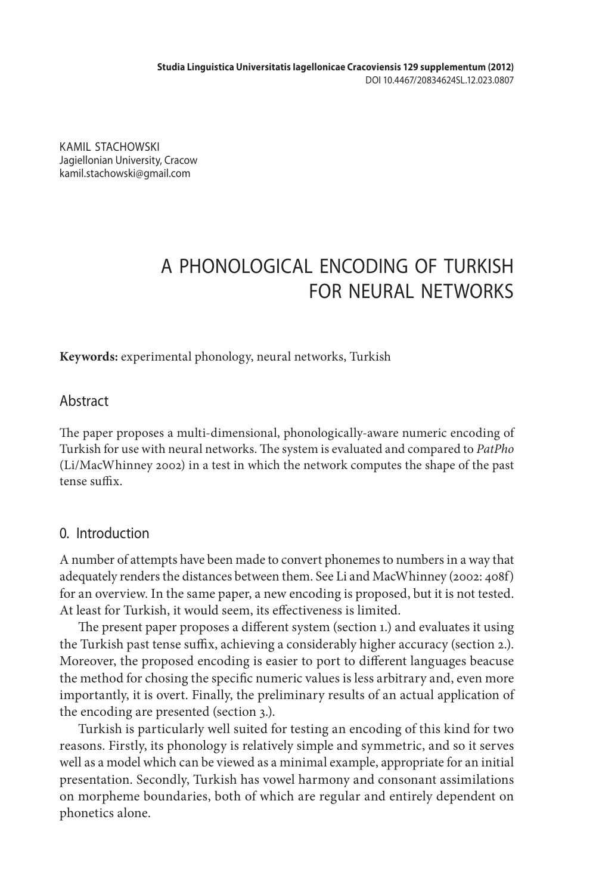KAMIL STACHOWSKI
Jagiellonian University, Cracow
kamil.stachowski@gmail.com

# A PHONOLOGICAL ENCODING OF TURKISH FOR NEURAL NETWORKS

**Keywords:** experimental phonology, neural networks, Turkish

## Abstract

The paper proposes a multi-dimensional, phonologically-aware numeric encoding of Turkish for use with neural networks. The system is evaluated and compared to *PatPho* (Li/MacWhinney 2002) in a test in which the network computes the shape of the past tense suffix.

## 0. Introduction

A number of attempts have been made to convert phonemes to numbers in a way that adequately renders the distances between them. See Li and MacWhinney (2002: 408f) for an overview. In the same paper, a new encoding is proposed, but it is not tested. At least for Turkish, it would seem, its effectiveness is limited.

The present paper proposes a different system (section 1.) and evaluates it using the Turkish past tense suffix, achieving a considerably higher accuracy (section 2.). Moreover, the proposed encoding is easier to port to different languages beacuse the method for chosing the specific numeric values is less arbitrary and, even more importantly, it is overt. Finally, the preliminary results of an actual application of the encoding are presented (section 3.).

Turkish is particularly well suited for testing an encoding of this kind for two reasons. Firstly, its phonology is relatively simple and symmetric, and so it serves well as a model which can be viewed as a minimal example, appropriate for an initial presentation. Secondly, Turkish has vowel harmony and consonant assimilations on morpheme boundaries, both of which are regular and entirely dependent on phonetics alone.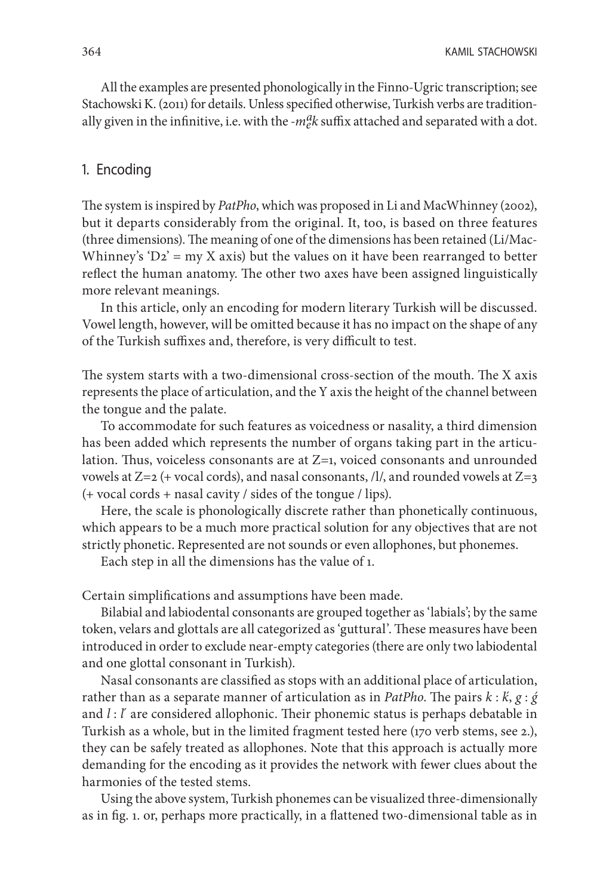All the examples are presented phonologically in the Finno-Ugric transcription; see Stachowski K. (2011) for details. Unless specified otherwise, Turkish verbs are traditionally given in the infinitive, i.e. with the *-m$^{a}_{e}$k* suffix attached and separated with a dot.

## 1. Encoding

The system is inspired by *PatPho*, which was proposed in Li and MacWhinney (2002), but it departs considerably from the original. It, too, is based on three features (three dimensions). The meaning of one of the dimensions has been retained (Li/MacWhinney's 'D2' = my X axis) but the values on it have been rearranged to better reflect the human anatomy. The other two axes have been assigned linguistically more relevant meanings.

In this article, only an encoding for modern literary Turkish will be discussed. Vowel length, however, will be omitted because it has no impact on the shape of any of the Turkish suffixes and, therefore, is very difficult to test.

The system starts with a two-dimensional cross-section of the mouth. The X axis represents the place of articulation, and the Y axis the height of the channel between the tongue and the palate.

To accommodate for such features as voicedness or nasality, a third dimension has been added which represents the number of organs taking part in the articulation. Thus, voiceless consonants are at Z=1, voiced consonants and unrounded vowels at Z=2 (+ vocal cords), and nasal consonants, /l/, and rounded vowels at Z=3 (+ vocal cords + nasal cavity / sides of the tongue / lips).

Here, the scale is phonologically discrete rather than phonetically continuous, which appears to be a much more practical solution for any objectives that are not strictly phonetic. Represented are not sounds or even allophones, but phonemes.

Each step in all the dimensions has the value of 1.

Certain simplifications and assumptions have been made.

Bilabial and labiodental consonants are grouped together as 'labials'; by the same token, velars and glottals are all categorized as 'guttural'. These measures have been introduced in order to exclude near-empty categories (there are only two labiodental and one glottal consonant in Turkish).

Nasal consonants are classified as stops with an additional place of articulation, rather than as a separate manner of articulation as in *PatPho*. The pairs *k* : *ḱ*, *g* : *ǵ* and *l* : *ĺ* are considered allophonic. Their phonemic status is perhaps debatable in Turkish as a whole, but in the limited fragment tested here (170 verb stems, see 2.), they can be safely treated as allophones. Note that this approach is actually more demanding for the encoding as it provides the network with fewer clues about the harmonies of the tested stems.

Using the above system, Turkish phonemes can be visualized three-dimensionally as in fig. 1. or, perhaps more practically, in a flattened two-dimensional table as in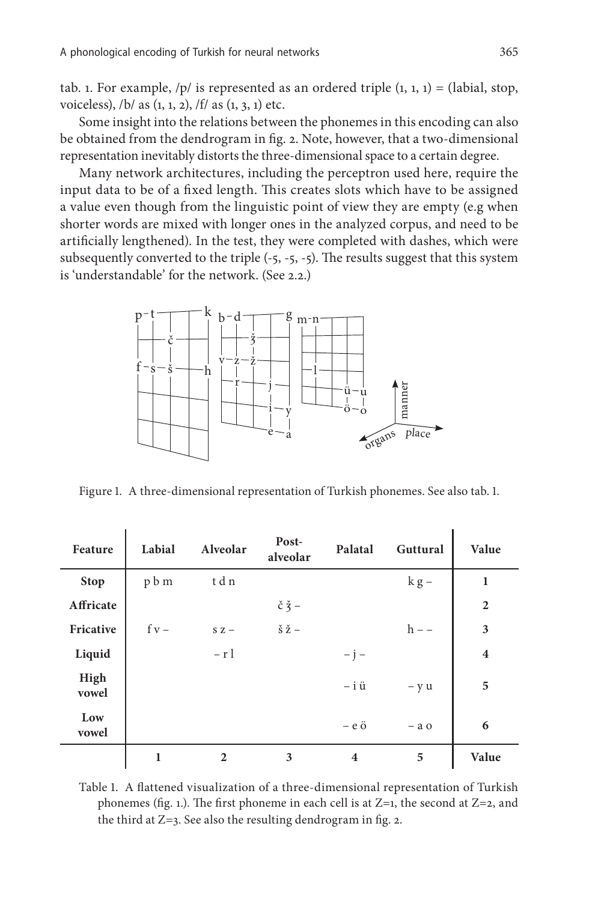tab. 1. For example, /p/ is represented as an ordered triple (1, 1, 1) = (labial, stop, voiceless), /b/ as (1, 1, 2), /f/ as (1, 3, 1) etc.

Some insight into the relations between the phonemes in this encoding can also be obtained from the dendrogram in fig. 2. Note, however, that a two-dimensional representation inevitably distorts the three-dimensional space to a certain degree.

Many network architectures, including the perceptron used here, require the input data to be of a fixed length. This creates slots which have to be assigned a value even though from the linguistic point of view they are empty (e.g when shorter words are mixed with longer ones in the analyzed corpus, and need to be artificially lengthened). In the test, they were completed with dashes, which were subsequently converted to the triple (-5, -5, -5). The results suggest that this system is 'understandable' for the network. (See 2.2.)

Figure 1. A three-dimensional representation of Turkish phonemes. See also tab. 1.

| Feature | Labial | Alveolar | Post-alveolar | Palatal | Guttural | Value |
|---|---|---|---|---|---|---|
| **Stop** | p b m | t d n | | | k g – | **1** |
| **Affricate** | | | č ǯ – | | | **2** |
| **Fricative** | f v – | s z – | š ž – | | h – – | **3** |
| **Liquid** | | – r l | | – j – | | **4** |
| **High vowel** | | | | – i ü | – y u | **5** |
| **Low vowel** | | | | – e ö | – a o | **6** |
| | **1** | **2** | **3** | **4** | **5** | **Value** |

Table 1. A flattened visualization of a three-dimensional representation of Turkish phonemes (fig. 1.). The first phoneme in each cell is at Z=1, the second at Z=2, and the third at Z=3. See also the resulting dendrogram in fig. 2.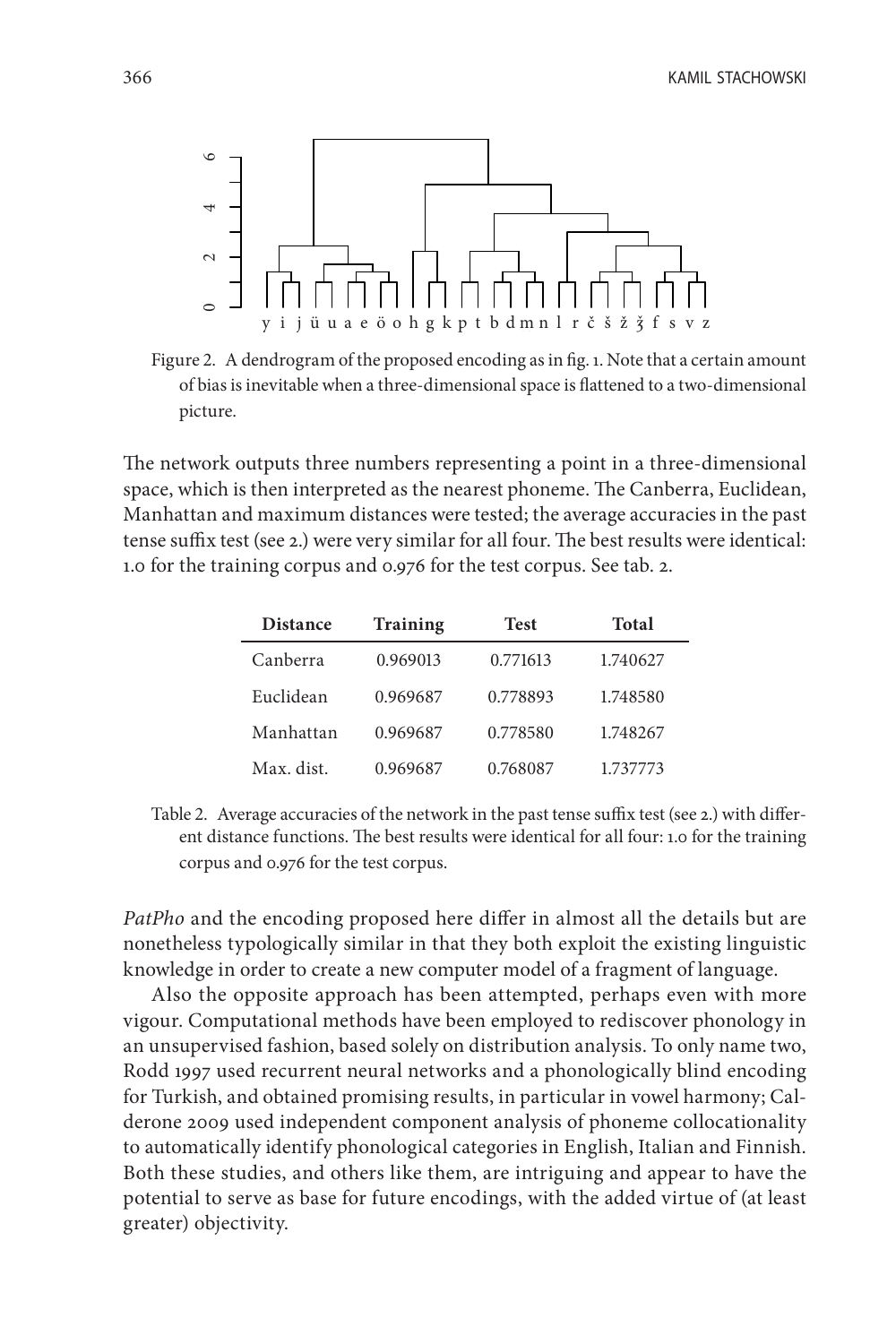Figure 2. A dendrogram of the proposed encoding as in fig. 1. Note that a certain amount of bias is inevitable when a three-dimensional space is flattened to a two-dimensional picture.

The network outputs three numbers representing a point in a three-dimensional space, which is then interpreted as the nearest phoneme. The Canberra, Euclidean, Manhattan and maximum distances were tested; the average accuracies in the past tense suffix test (see 2.) were very similar for all four. The best results were identical: 1.0 for the training corpus and 0.976 for the test corpus. See tab. 2.

| Distance | Training | Test | Total |
|---|---|---|---|
| Canberra | 0.969013 | 0.771613 | 1.740627 |
| Euclidean | 0.969687 | 0.778893 | 1.748580 |
| Manhattan | 0.969687 | 0.778580 | 1.748267 |
| Max. dist. | 0.969687 | 0.768087 | 1.737773 |

Table 2. Average accuracies of the network in the past tense suffix test (see 2.) with different distance functions. The best results were identical for all four: 1.0 for the training corpus and 0.976 for the test corpus.

*PatPho* and the encoding proposed here differ in almost all the details but are nonetheless typologically similar in that they both exploit the existing linguistic knowledge in order to create a new computer model of a fragment of language.

Also the opposite approach has been attempted, perhaps even with more vigour. Computational methods have been employed to rediscover phonology in an unsupervised fashion, based solely on distribution analysis. To only name two, Rodd 1997 used recurrent neural networks and a phonologically blind encoding for Turkish, and obtained promising results, in particular in vowel harmony; Calderone 2009 used independent component analysis of phoneme collocationality to automatically identify phonological categories in English, Italian and Finnish. Both these studies, and others like them, are intriguing and appear to have the potential to serve as base for future encodings, with the added virtue of (at least greater) objectivity.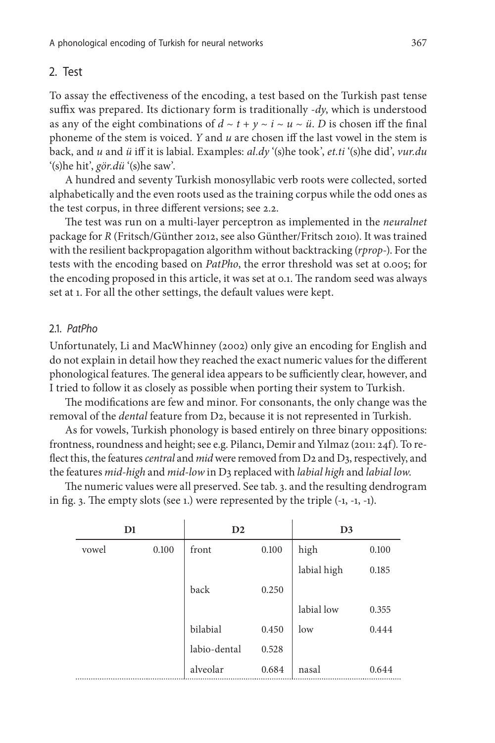## 2. Test

To assay the effectiveness of the encoding, a test based on the Turkish past tense suffix was prepared. Its dictionary form is traditionally *-dy*, which is understood as any of the eight combinations of *d* ~ *t* + *y* ~ *i* ~ *u* ~ *ü*. *D* is chosen iff the final phoneme of the stem is voiced. *Y* and *u* are chosen iff the last vowel in the stem is back, and *u* and *ü* iff it is labial. Examples: *al.dy* '(s)he took', *et.ti* '(s)he did', *vur.du* '(s)he hit', *gör.dü* '(s)he saw'.

A hundred and seventy Turkish monosyllabic verb roots were collected, sorted alphabetically and the even roots used as the training corpus while the odd ones as the test corpus, in three different versions; see 2.2.

The test was run on a multi-layer perceptron as implemented in the *neuralnet* package for *R* (Fritsch/Günther 2012, see also Günther/Fritsch 2010). It was trained with the resilient backpropagation algorithm without backtracking (*rprop-*). For the tests with the encoding based on *PatPho*, the error threshold was set at 0.005; for the encoding proposed in this article, it was set at 0.1. The random seed was always set at 1. For all the other settings, the default values were kept.

### 2.1. *PatPho*

Unfortunately, Li and MacWhinney (2002) only give an encoding for English and do not explain in detail how they reached the exact numeric values for the different phonological features. The general idea appears to be sufficiently clear, however, and I tried to follow it as closely as possible when porting their system to Turkish.

The modifications are few and minor. For consonants, the only change was the removal of the *dental* feature from D2, because it is not represented in Turkish.

As for vowels, Turkish phonology is based entirely on three binary oppositions: frontness, roundness and height; see e.g. Pilancı, Demir and Yılmaz (2011: 24f). To reflect this, the features *central* and *mid* were removed from D2 and D3, respectively, and the features *mid-high* and *mid-low* in D3 replaced with *labial high* and *labial low*.

The numeric values were all preserved. See tab. 3. and the resulting dendrogram in fig. 3. The empty slots (see 1.) were represented by the triple (-1, -1, -1).

| D1 | | D2 | | D3 | |
|---|---|---|---|---|---|
| vowel | 0.100 | front | 0.100 | high | 0.100 |
| | | | | labial high | 0.185 |
| | | back | 0.250 | | |
| | | | | labial low | 0.355 |
| | | bilabial | 0.450 | low | 0.444 |
| | | labio-dental | 0.528 | | |
| | | alveolar | 0.684 | nasal | 0.644 |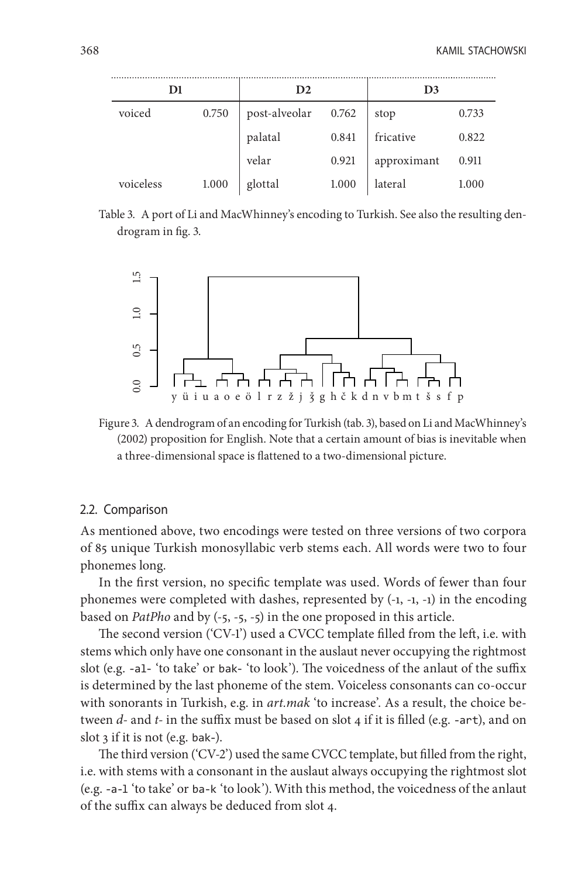| D1 | | D2 | | D3 | |
|---|---|---|---|---|---|
| voiced | 0.750 | post-alveolar | 0.762 | stop | 0.733 |
| | | palatal | 0.841 | fricative | 0.822 |
| | | velar | 0.921 | approximant | 0.911 |
| voiceless | 1.000 | glottal | 1.000 | lateral | 1.000 |

Table 3. A port of Li and MacWhinney's encoding to Turkish. See also the resulting dendrogram in fig. 3.

Figure 3. A dendrogram of an encoding for Turkish (tab. 3), based on Li and MacWhinney's (2002) proposition for English. Note that a certain amount of bias is inevitable when a three-dimensional space is flattened to a two-dimensional picture.

## 2.2. Comparison

As mentioned above, two encodings were tested on three versions of two corpora of 85 unique Turkish monosyllabic verb stems each. All words were two to four phonemes long.

In the first version, no specific template was used. Words of fewer than four phonemes were completed with dashes, represented by (-1, -1, -1) in the encoding based on *PatPho* and by (-5, -5, -5) in the one proposed in this article.

The second version ('CV-1') used a CVCC template filled from the left, i.e. with stems which only have one consonant in the auslaut never occupying the rightmost slot (e.g. `-al-` 'to take' or `bak-` 'to look'). The voicedness of the anlaut of the suffix is determined by the last phoneme of the stem. Voiceless consonants can co-occur with sonorants in Turkish, e.g. in *art.mak* 'to increase'. As a result, the choice between *d-* and *t-* in the suffix must be based on slot 4 if it is filled (e.g. `-art`), and on slot 3 if it is not (e.g. `bak-`).

The third version ('CV-2') used the same CVCC template, but filled from the right, i.e. with stems with a consonant in the auslaut always occupying the rightmost slot (e.g. `-a-l` 'to take' or `ba-k` 'to look'). With this method, the voicedness of the anlaut of the suffix can always be deduced from slot 4.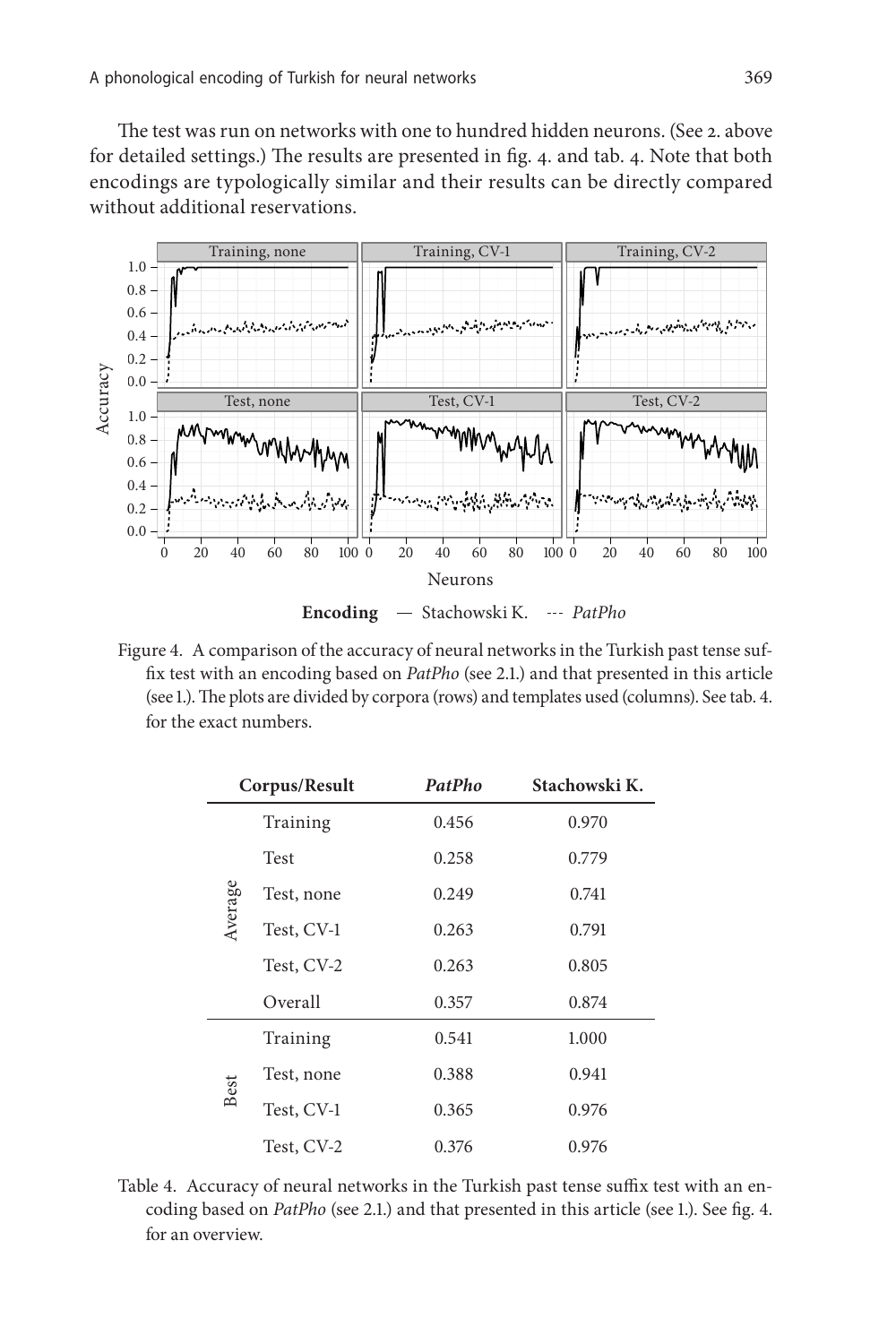The test was run on networks with one to hundred hidden neurons. (See 2. above for detailed settings.) The results are presented in fig. 4. and tab. 4. Note that both encodings are typologically similar and their results can be directly compared without additional reservations.

Figure 4. A comparison of the accuracy of neural networks in the Turkish past tense suffix test with an encoding based on *PatPho* (see 2.1.) and that presented in this article (see 1.). The plots are divided by corpora (rows) and templates used (columns). See tab. 4. for the exact numbers.

| Corpus/Result | | *PatPho* | Stachowski K. |
|---|---|---|---|
| Average | Training | 0.456 | 0.970 |
| | Test | 0.258 | 0.779 |
| | Test, none | 0.249 | 0.741 |
| | Test, CV-1 | 0.263 | 0.791 |
| | Test, CV-2 | 0.263 | 0.805 |
| | Overall | 0.357 | 0.874 |
| Best | Training | 0.541 | 1.000 |
| | Test, none | 0.388 | 0.941 |
| | Test, CV-1 | 0.365 | 0.976 |
| | Test, CV-2 | 0.376 | 0.976 |

Table 4. Accuracy of neural networks in the Turkish past tense suffix test with an encoding based on *PatPho* (see 2.1.) and that presented in this article (see 1.). See fig. 4. for an overview.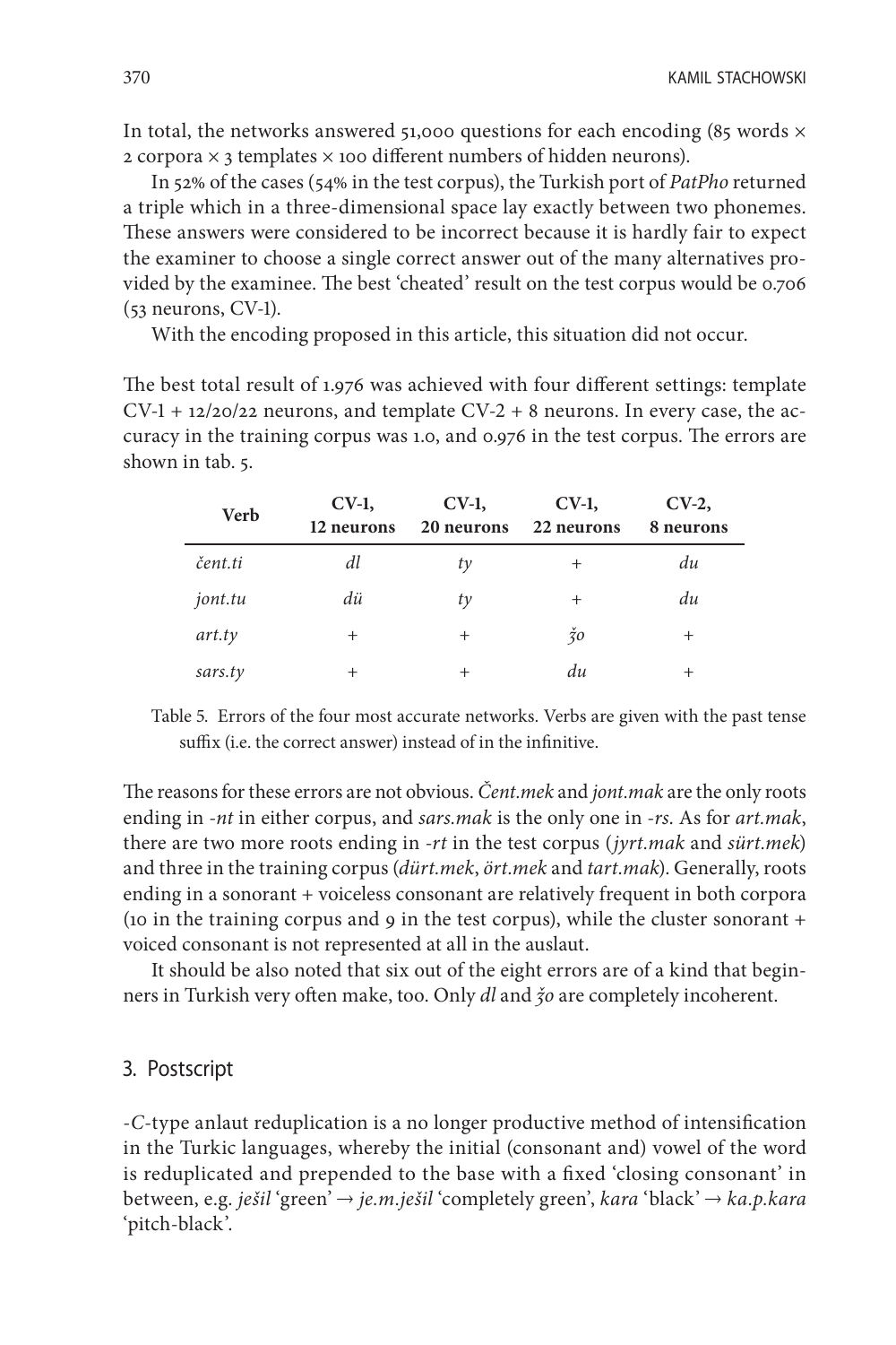In total, the networks answered 51,000 questions for each encoding (85 words × 2 corpora × 3 templates × 100 different numbers of hidden neurons).

In 52% of the cases (54% in the test corpus), the Turkish port of *PatPho* returned a triple which in a three-dimensional space lay exactly between two phonemes. These answers were considered to be incorrect because it is hardly fair to expect the examiner to choose a single correct answer out of the many alternatives provided by the examinee. The best 'cheated' result on the test corpus would be 0.706 (53 neurons, CV-1).

With the encoding proposed in this article, this situation did not occur.

The best total result of 1.976 was achieved with four different settings: template CV-1 + 12/20/22 neurons, and template CV-2 + 8 neurons. In every case, the accuracy in the training corpus was 1.0, and 0.976 in the test corpus. The errors are shown in tab. 5.

| Verb | CV-1, 12 neurons | CV-1, 20 neurons | CV-1, 22 neurons | CV-2, 8 neurons |
|---|---|---|---|---|
| *čent.ti* | *dl* | *ty* | + | *du* |
| *jont.tu* | *dü* | *ty* | + | *du* |
| *art.ty* | + | + | *ǯo* | + |
| *sars.ty* | + | + | *du* | + |

Table 5. Errors of the four most accurate networks. Verbs are given with the past tense suffix (i.e. the correct answer) instead of in the infinitive.

The reasons for these errors are not obvious. *Čent.mek* and *jont.mak* are the only roots ending in *-nt* in either corpus, and *sars.mak* is the only one in *-rs*. As for *art.mak*, there are two more roots ending in *-rt* in the test corpus (*jyrt.mak* and *sürt.mek*) and three in the training corpus (*dürt.mek*, *ört.mek* and *tart.mak*). Generally, roots ending in a sonorant + voiceless consonant are relatively frequent in both corpora (10 in the training corpus and 9 in the test corpus), while the cluster sonorant + voiced consonant is not represented at all in the auslaut.

It should be also noted that six out of the eight errors are of a kind that beginners in Turkish very often make, too. Only *dl* and *ǯo* are completely incoherent.

## 3. Postscript

*-C-*type anlaut reduplication is a no longer productive method of intensification in the Turkic languages, whereby the initial (consonant and) vowel of the word is reduplicated and prepended to the base with a fixed 'closing consonant' in between, e.g. *ješil* 'green' → *je.m.ješil* 'completely green', *kara* 'black' → *ka.p.kara* 'pitch-black'.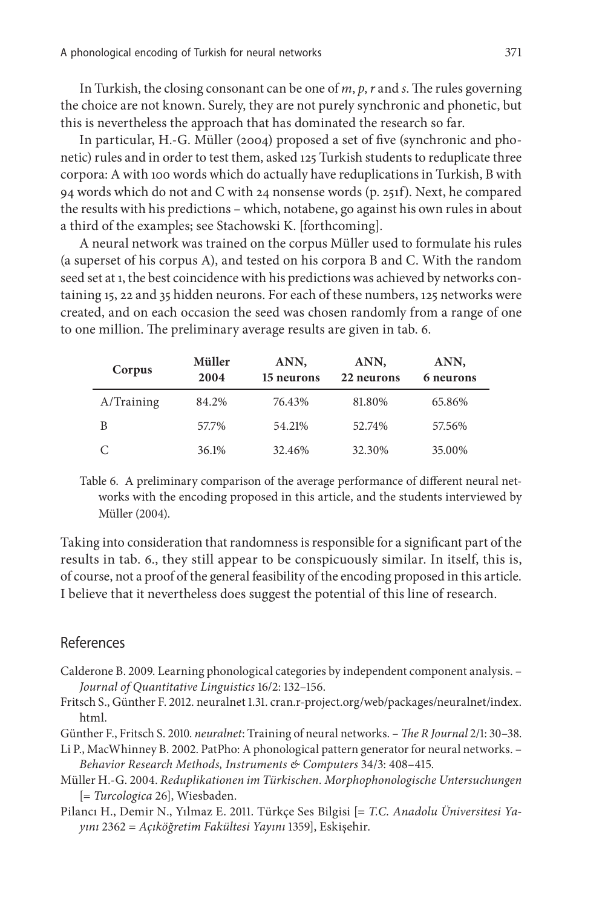In Turkish, the closing consonant can be one of *m*, *p*, *r* and *s*. The rules governing the choice are not known. Surely, they are not purely synchronic and phonetic, but this is nevertheless the approach that has dominated the research so far.

In particular, H.-G. Müller (2004) proposed a set of five (synchronic and phonetic) rules and in order to test them, asked 125 Turkish students to reduplicate three corpora: A with 100 words which do actually have reduplications in Turkish, B with 94 words which do not and C with 24 nonsense words (p. 251f). Next, he compared the results with his predictions – which, notabene, go against his own rules in about a third of the examples; see Stachowski K. [forthcoming].

A neural network was trained on the corpus Müller used to formulate his rules (a superset of his corpus A), and tested on his corpora B and C. With the random seed set at 1, the best coincidence with his predictions was achieved by networks containing 15, 22 and 35 hidden neurons. For each of these numbers, 125 networks were created, and on each occasion the seed was chosen randomly from a range of one to one million. The preliminary average results are given in tab. 6.

| Corpus | Müller 2004 | ANN, 15 neurons | ANN, 22 neurons | ANN, 6 neurons |
|---|---|---|---|---|
| A/Training | 84.2% | 76.43% | 81.80% | 65.86% |
| B | 57.7% | 54.21% | 52.74% | 57.56% |
| C | 36.1% | 32.46% | 32.30% | 35.00% |

Table 6. A preliminary comparison of the average performance of different neural networks with the encoding proposed in this article, and the students interviewed by Müller (2004).

Taking into consideration that randomness is responsible for a significant part of the results in tab. 6., they still appear to be conspicuously similar. In itself, this is, of course, not a proof of the general feasibility of the encoding proposed in this article. I believe that it nevertheless does suggest the potential of this line of research.

## References

Calderone B. 2009. Learning phonological categories by independent component analysis. – *Journal of Quantitative Linguistics* 16/2: 132–156.

Fritsch S., Günther F. 2012. neuralnet 1.31. cran.r-project.org/web/packages/neuralnet/index.html.

Günther F., Fritsch S. 2010. *neuralnet*: Training of neural networks. – *The R Journal* 2/1: 30–38.

Li P., MacWhinney B. 2002. PatPho: A phonological pattern generator for neural networks. – *Behavior Research Methods, Instruments & Computers* 34/3: 408–415.

Müller H.-G. 2004. *Reduplikationen im Türkischen. Morphophonologische Untersuchungen* [= *Turcologica* 26], Wiesbaden.

Pilancı H., Demir N., Yılmaz E. 2011. Türkçe Ses Bilgisi [= *T.C. Anadolu Üniversitesi Yayını* 2362 = *Açıköğretim Fakültesi Yayını* 1359], Eskişehir.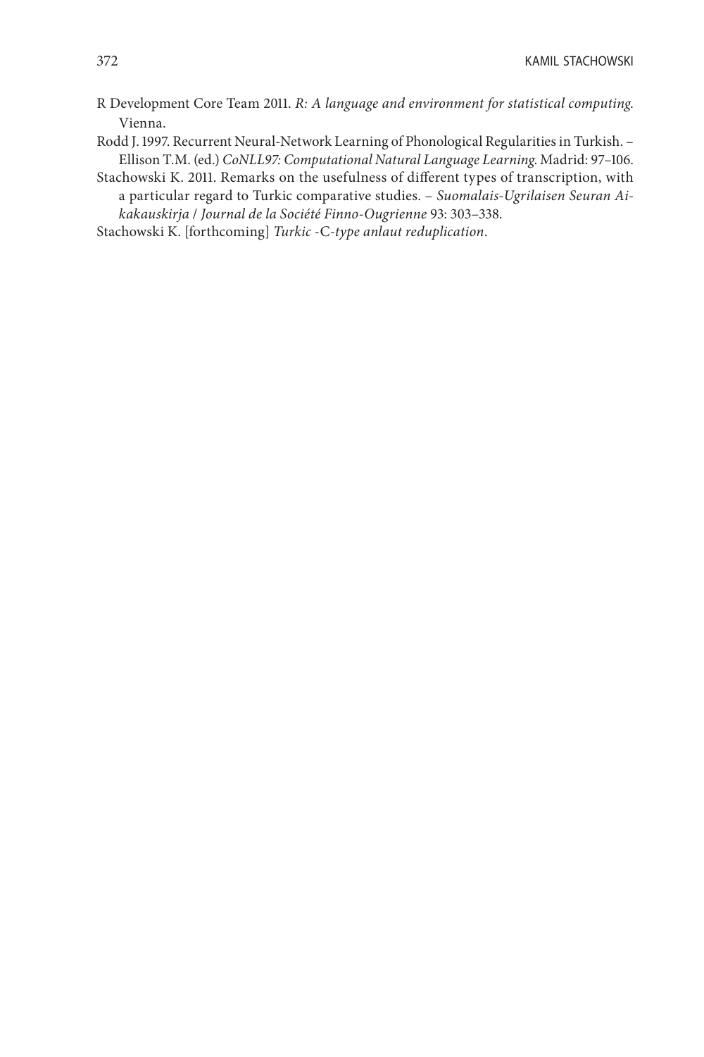R Development Core Team 2011. *R: A language and environment for statistical computing*. Vienna.

Rodd J. 1997. Recurrent Neural-Network Learning of Phonological Regularities in Turkish. – Ellison T.M. (ed.) *CoNLL97: Computational Natural Language Learning*. Madrid: 97–106.

Stachowski K. 2011. Remarks on the usefulness of different types of transcription, with a particular regard to Turkic comparative studies. – *Suomalais-Ugrilaisen Seuran Aikakauskirja / Journal de la Société Finno-Ougrienne* 93: 303–338.

Stachowski K. [forthcoming] *Turkic* -C-*type anlaut reduplication*.